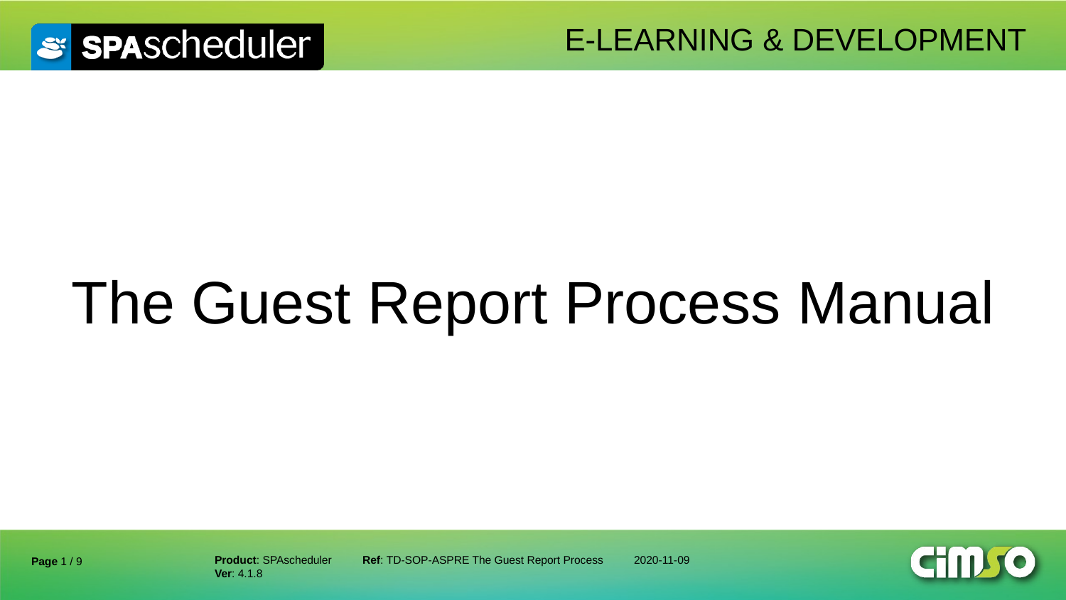# The Guest Report Process Manual

**Product**: SPAscheduler
**Ver**: 4.1.8

**Ref**: TD-SOP-ASPRE The Guest Report Process

2020-11-09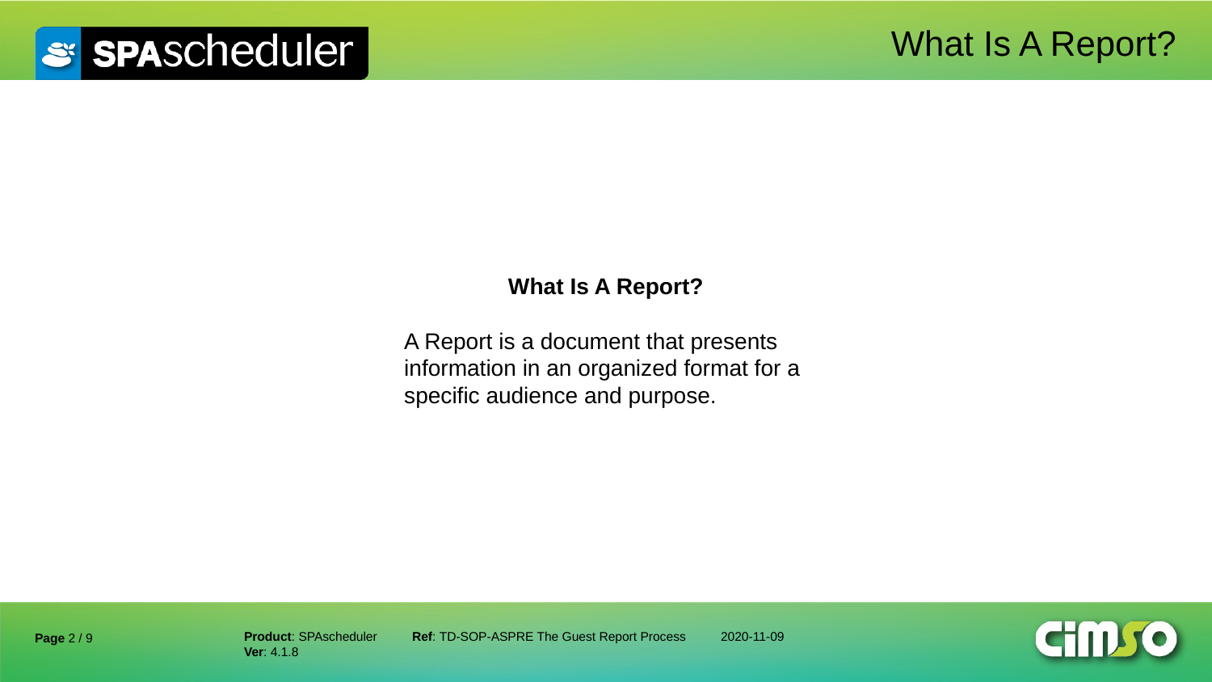# What Is A Report?

**What Is A Report?**

A Report is a document that presents information in an organized format for a specific audience and purpose.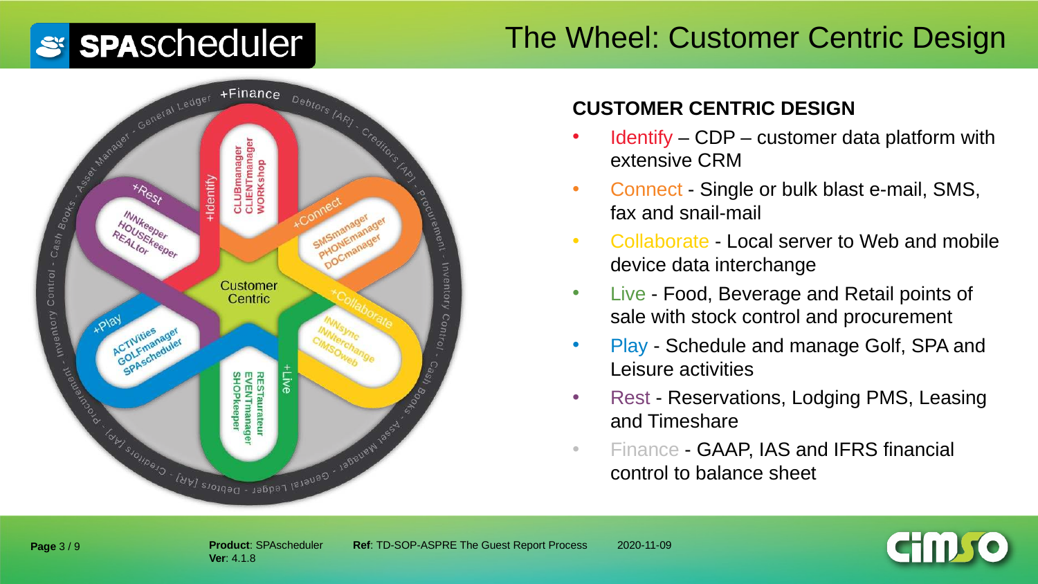# The Wheel: Customer Centric Design

Customer Centric

+Identify: CLUBmanager, CLIENTmanager, WORKshop

+Connect: SMSmanager, PHONEmanager, DOCmanager

+Collaborate: INNsync, INNterchange, CiMSOweb

+Live: RESTaurateur, EVENTmanager, SHOPkeeper

+Play: ACTIVities, GOLFmanager, SPAscheduler

+Rest: INNkeeper, HOUSEkeeper, REALtor

+Finance: General Ledger - Debtors [AR] - Creditors [AP] - Procurement - Inventory Control - Cash Books - Asset Manager

## CUSTOMER CENTRIC DESIGN

- Identify – CDP – customer data platform with extensive CRM
- Connect - Single or bulk blast e-mail, SMS, fax and snail-mail
- Collaborate - Local server to Web and mobile device data interchange
- Live - Food, Beverage and Retail points of sale with stock control and procurement
- Play - Schedule and manage Golf, SPA and Leisure activities
- Rest - Reservations, Lodging PMS, Leasing and Timeshare
- Finance - GAAP, IAS and IFRS financial control to balance sheet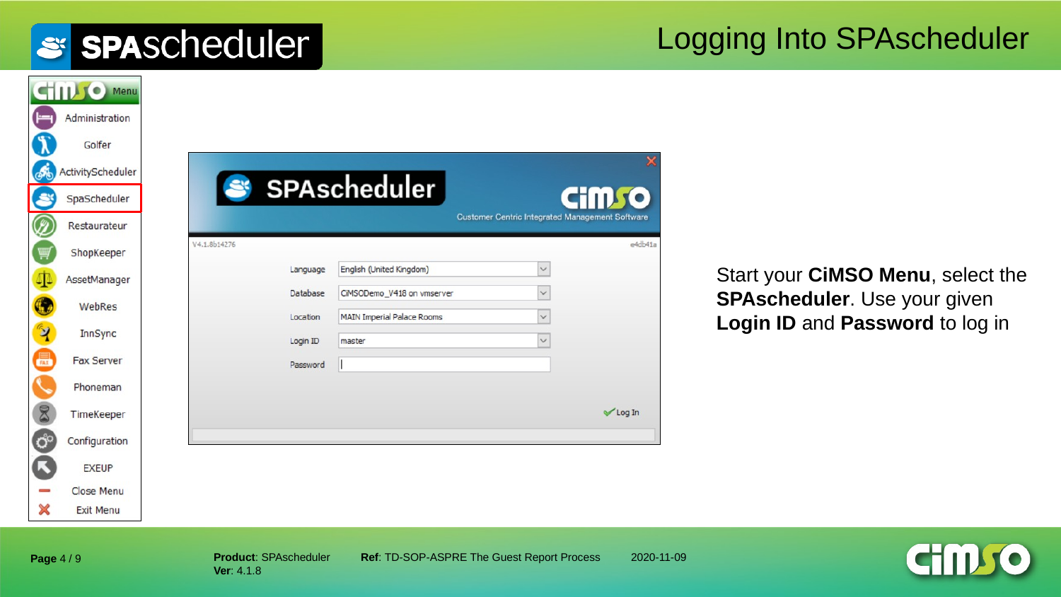# Logging Into SPAscheduler

Start your **CiMSO Menu**, select the **SPAscheduler**. Use your given **Login ID** and **Password** to log in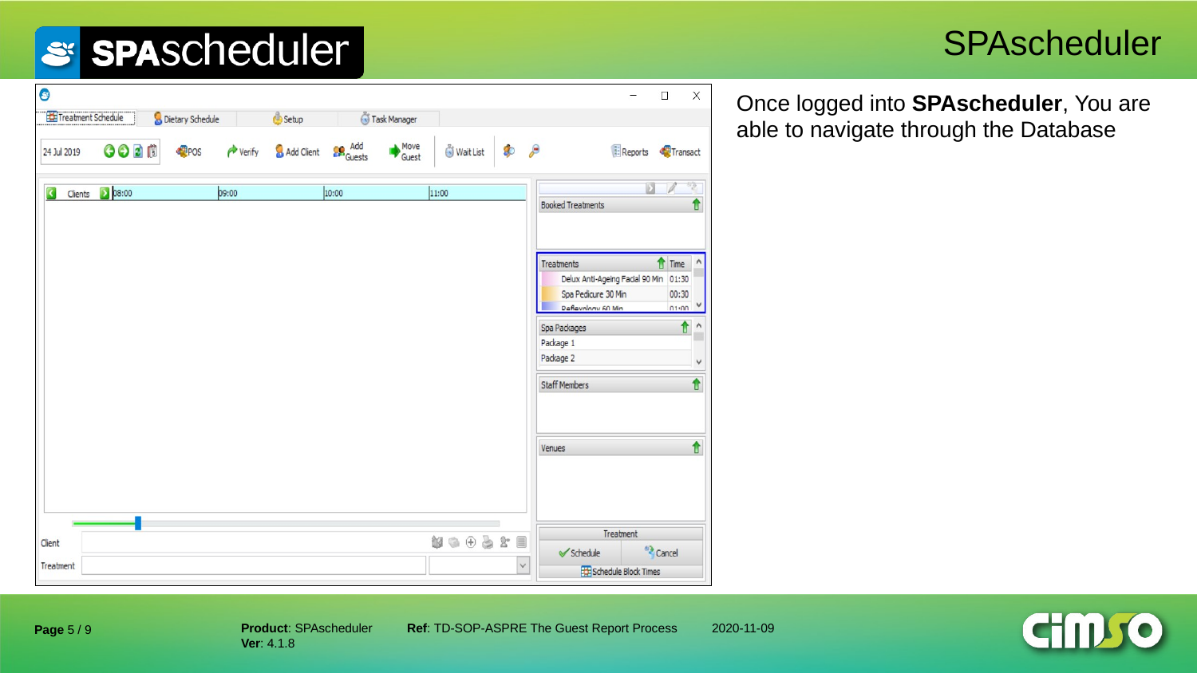# SPAscheduler

Once logged into **SPAscheduler**, You are able to navigate through the Database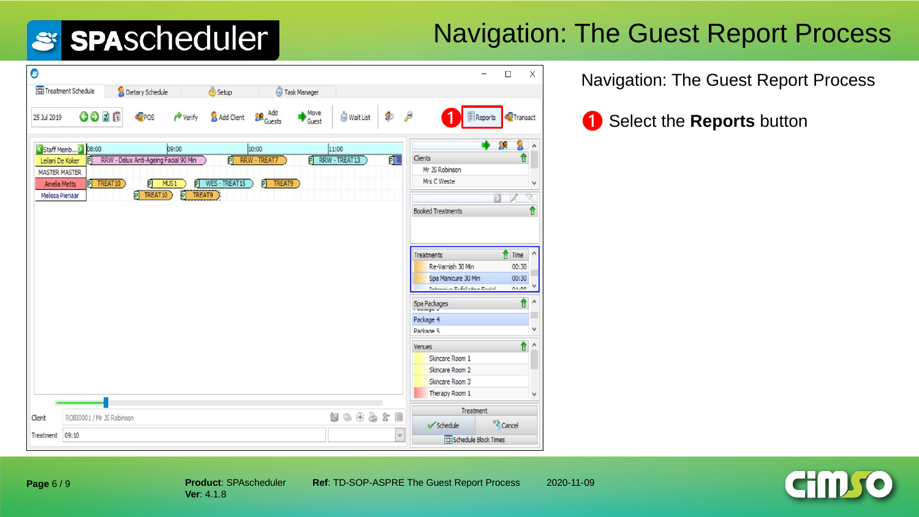# Navigation: The Guest Report Process

Navigation: The Guest Report Process

1 Select the **Reports** button

**Page** 6 / 9

**Product**: SPAscheduler
**Ver**: 4.1.8

**Ref**: TD-SOP-ASPRE The Guest Report Process

2020-11-09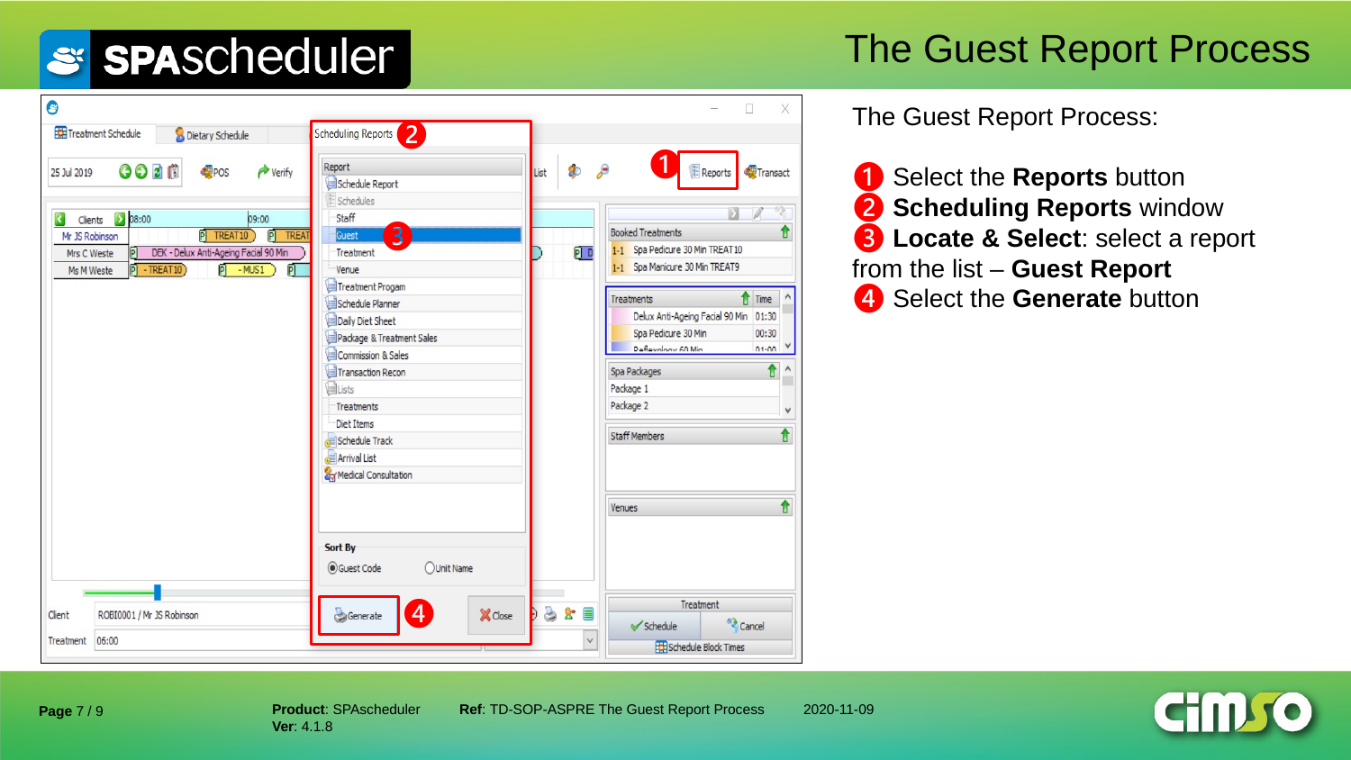# The Guest Report Process

The Guest Report Process:

1. Select the **Reports** button
2. **Scheduling Reports** window
3. **Locate & Select**: select a report from the list – **Guest Report**
4. Select the **Generate** button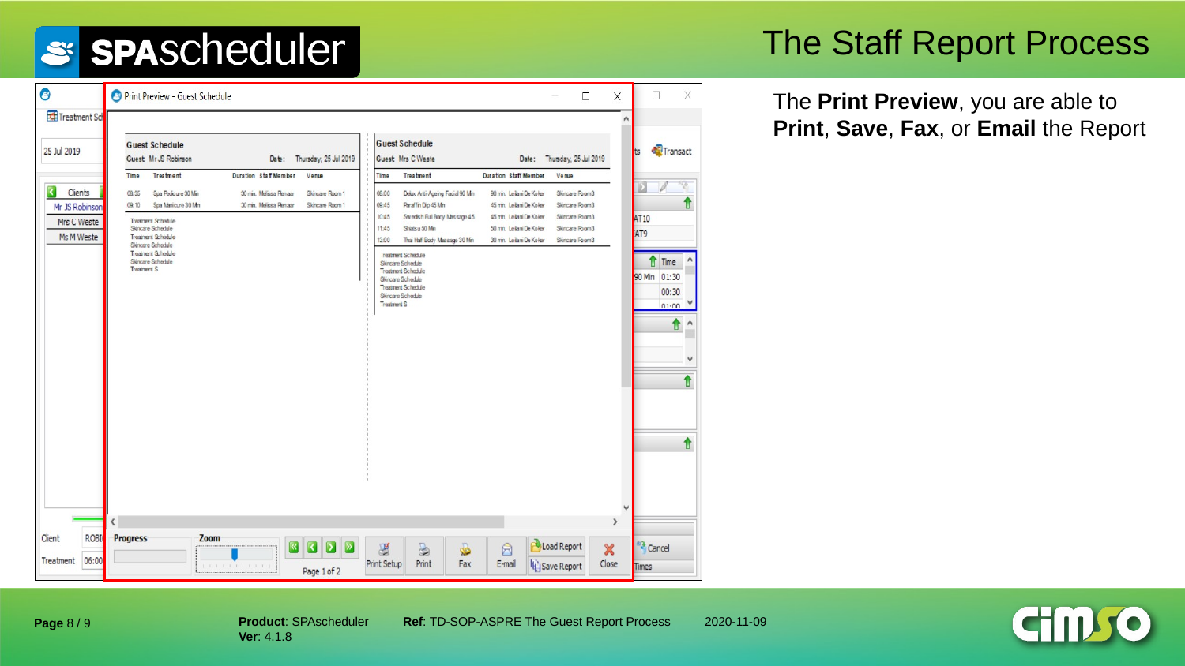# The Staff Report Process

The **Print Preview**, you are able to **Print**, **Save**, **Fax**, or **Email** the Report

**Product**: SPAscheduler
**Ver**: 4.1.8

**Ref**: TD-SOP-ASPRE The Guest Report Process

2020-11-09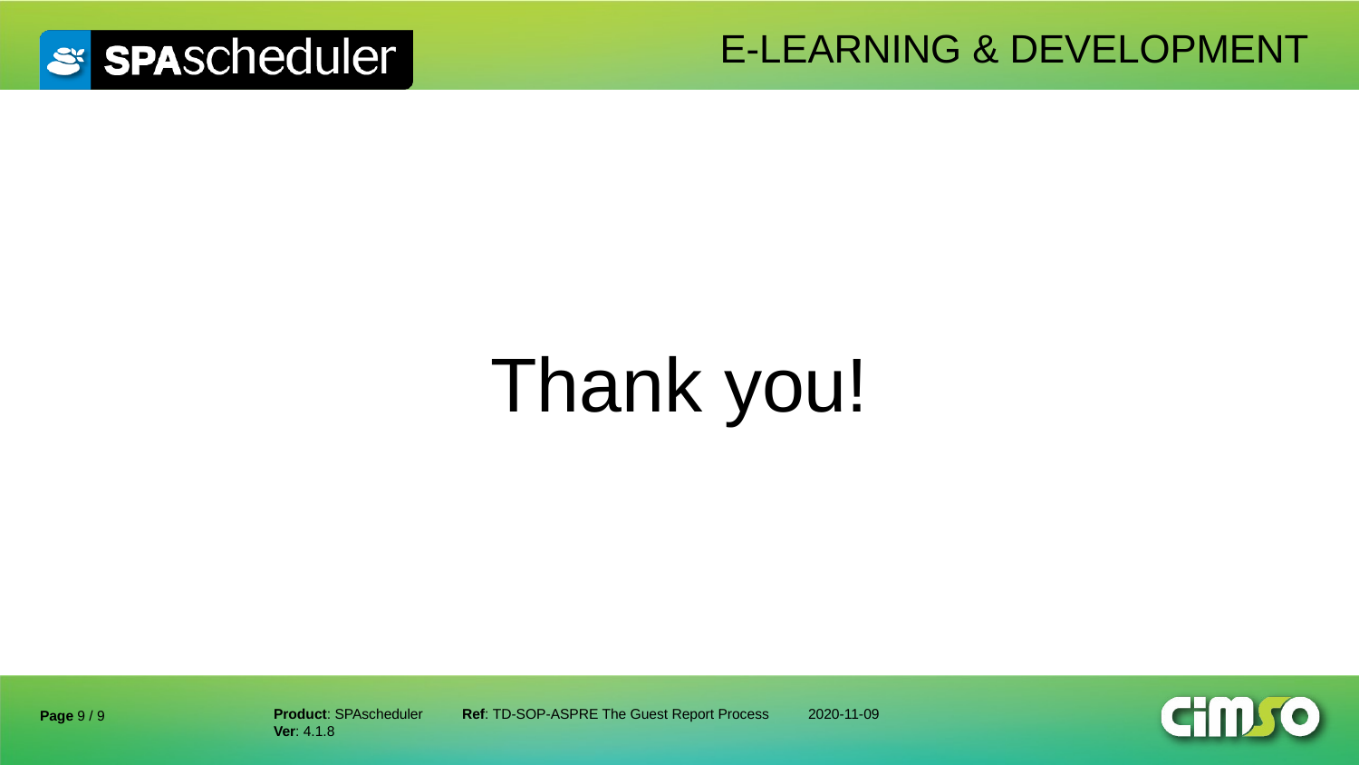# Thank you!